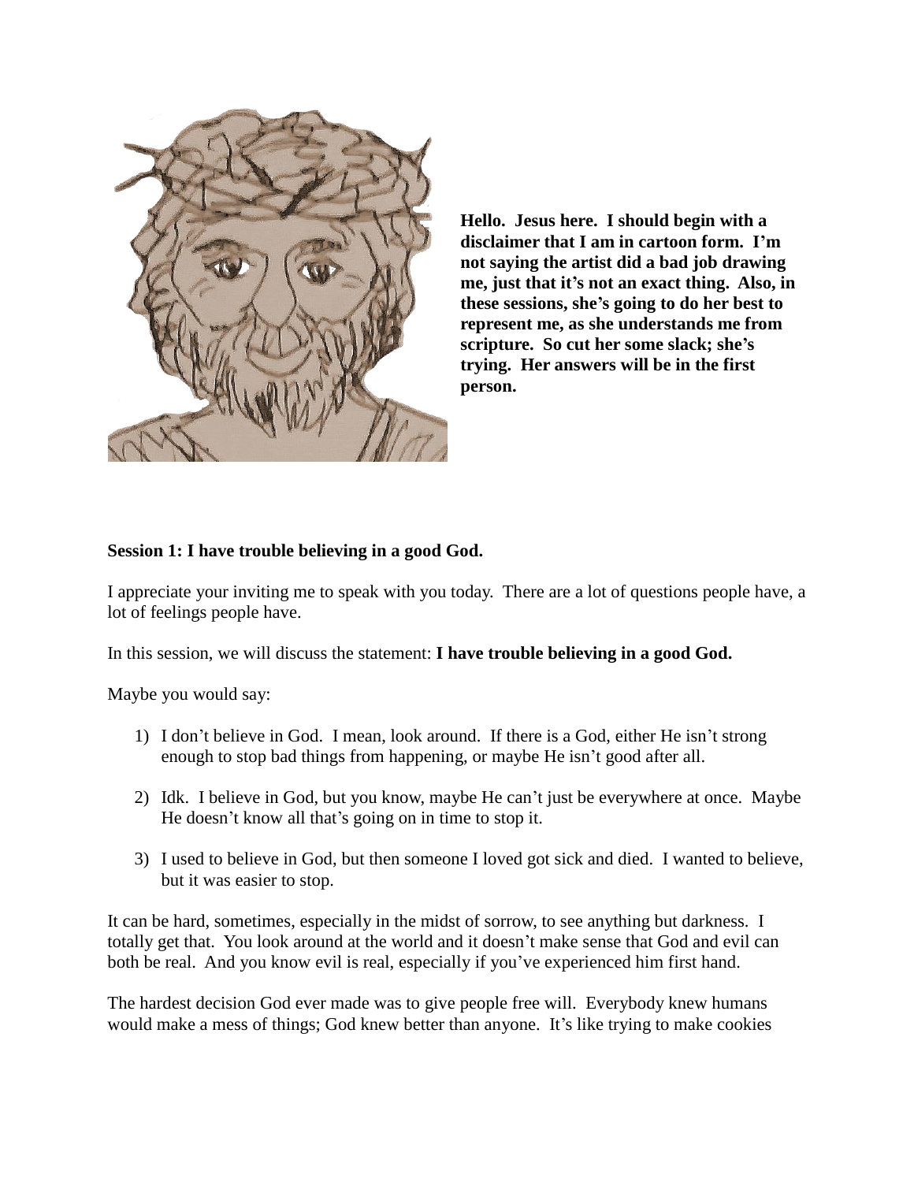**Hello. Jesus here. I should begin with a disclaimer that I am in cartoon form. I'm not saying the artist did a bad job drawing me, just that it's not an exact thing. Also, in these sessions, she's going to do her best to represent me, as she understands me from scripture. So cut her some slack; she's trying. Her answers will be in the first person.**

**Session 1: I have trouble believing in a good God.**

I appreciate your inviting me to speak with you today. There are a lot of questions people have, a lot of feelings people have.

In this session, we will discuss the statement: **I have trouble believing in a good God.**

Maybe you would say:

1) I don't believe in God. I mean, look around. If there is a God, either He isn't strong enough to stop bad things from happening, or maybe He isn't good after all.

2) Idk. I believe in God, but you know, maybe He can't just be everywhere at once. Maybe He doesn't know all that's going on in time to stop it.

3) I used to believe in God, but then someone I loved got sick and died. I wanted to believe, but it was easier to stop.

It can be hard, sometimes, especially in the midst of sorrow, to see anything but darkness. I totally get that. You look around at the world and it doesn't make sense that God and evil can both be real. And you know evil is real, especially if you've experienced him first hand.

The hardest decision God ever made was to give people free will. Everybody knew humans would make a mess of things; God knew better than anyone. It's like trying to make cookies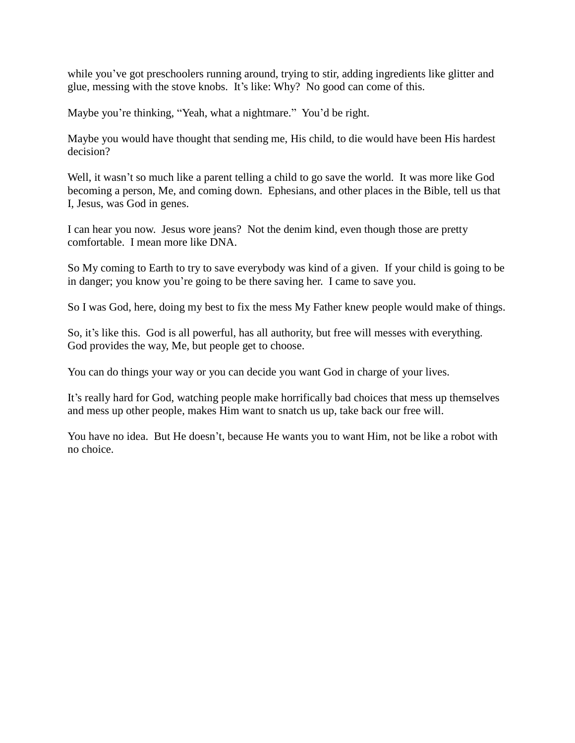while you've got preschoolers running around, trying to stir, adding ingredients like glitter and glue, messing with the stove knobs. It's like: Why? No good can come of this.

Maybe you're thinking, "Yeah, what a nightmare." You'd be right.

Maybe you would have thought that sending me, His child, to die would have been His hardest decision?

Well, it wasn't so much like a parent telling a child to go save the world. It was more like God becoming a person, Me, and coming down. Ephesians, and other places in the Bible, tell us that I, Jesus, was God in genes.

I can hear you now. Jesus wore jeans? Not the denim kind, even though those are pretty comfortable. I mean more like DNA.

So My coming to Earth to try to save everybody was kind of a given. If your child is going to be in danger; you know you're going to be there saving her. I came to save you.

So I was God, here, doing my best to fix the mess My Father knew people would make of things.

So, it's like this. God is all powerful, has all authority, but free will messes with everything. God provides the way, Me, but people get to choose.

You can do things your way or you can decide you want God in charge of your lives.

It's really hard for God, watching people make horrifically bad choices that mess up themselves and mess up other people, makes Him want to snatch us up, take back our free will.

You have no idea. But He doesn't, because He wants you to want Him, not be like a robot with no choice.